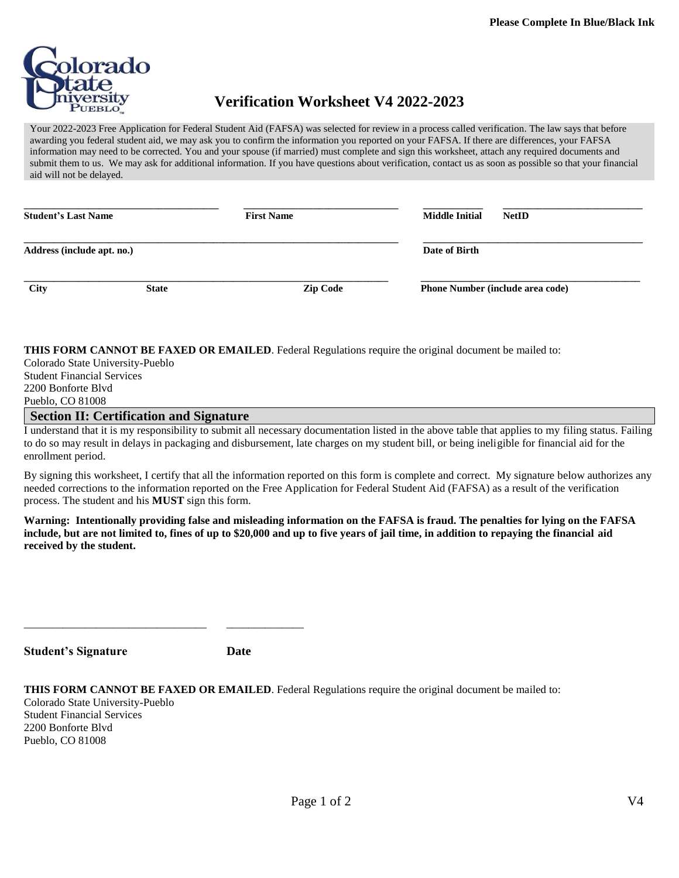Please Complete In Blue/Black Ink

# Verification Worksheet V4 2022-2023

Your 2022-2023 Free Application for Federal Student Aid (FAFSA) was selected for review in a process called verification. The law says that before awarding you federal student aid, we may ask you to confirm the information you reported on your FAFSA. If there are differences, your FAFSA information may need to be corrected. You and your spouse (if married) must complete and sign this worksheet, attach any required documents and submit them to us. We may ask for additional information. If you have questions about verification, contact us as soon as possible so that your financial aid will not be delayed.

| | | | |
|---|---|---|---|
| **Student's Last Name** | **First Name** | **Middle Initial** | **NetID** |

| | |
|---|---|
| **Address (include apt. no.)** | **Date of Birth** |

| | | | |
|---|---|---|---|
| **City** | **State** | **Zip Code** | **Phone Number (include area code)** |

**THIS FORM CANNOT BE FAXED OR EMAILED**. Federal Regulations require the original document be mailed to:
Colorado State University-Pueblo
Student Financial Services
2200 Bonforte Blvd
Pueblo, CO 81008

## Section II: Certification and Signature

I understand that it is my responsibility to submit all necessary documentation listed in the above table that applies to my filing status. Failing to do so may result in delays in packaging and disbursement, late charges on my student bill, or being ineligible for financial aid for the enrollment period.

By signing this worksheet, I certify that all the information reported on this form is complete and correct. My signature below authorizes any needed corrections to the information reported on the Free Application for Federal Student Aid (FAFSA) as a result of the verification process. The student and his **MUST** sign this form.

**Warning: Intentionally providing false and misleading information on the FAFSA is fraud. The penalties for lying on the FAFSA include, but are not limited to, fines of up to $20,000 and up to five years of jail time, in addition to repaying the financial aid received by the student.**

\_\_\_\_\_\_\_\_\_\_\_\_\_\_\_\_\_\_\_\_\_\_\_\_\_\_\_\_\_\_\_\_ \_\_\_\_\_\_\_\_\_\_\_\_\_\_

**Student's Signature** **Date**

**THIS FORM CANNOT BE FAXED OR EMAILED**. Federal Regulations require the original document be mailed to:
Colorado State University-Pueblo
Student Financial Services
2200 Bonforte Blvd
Pueblo, CO 81008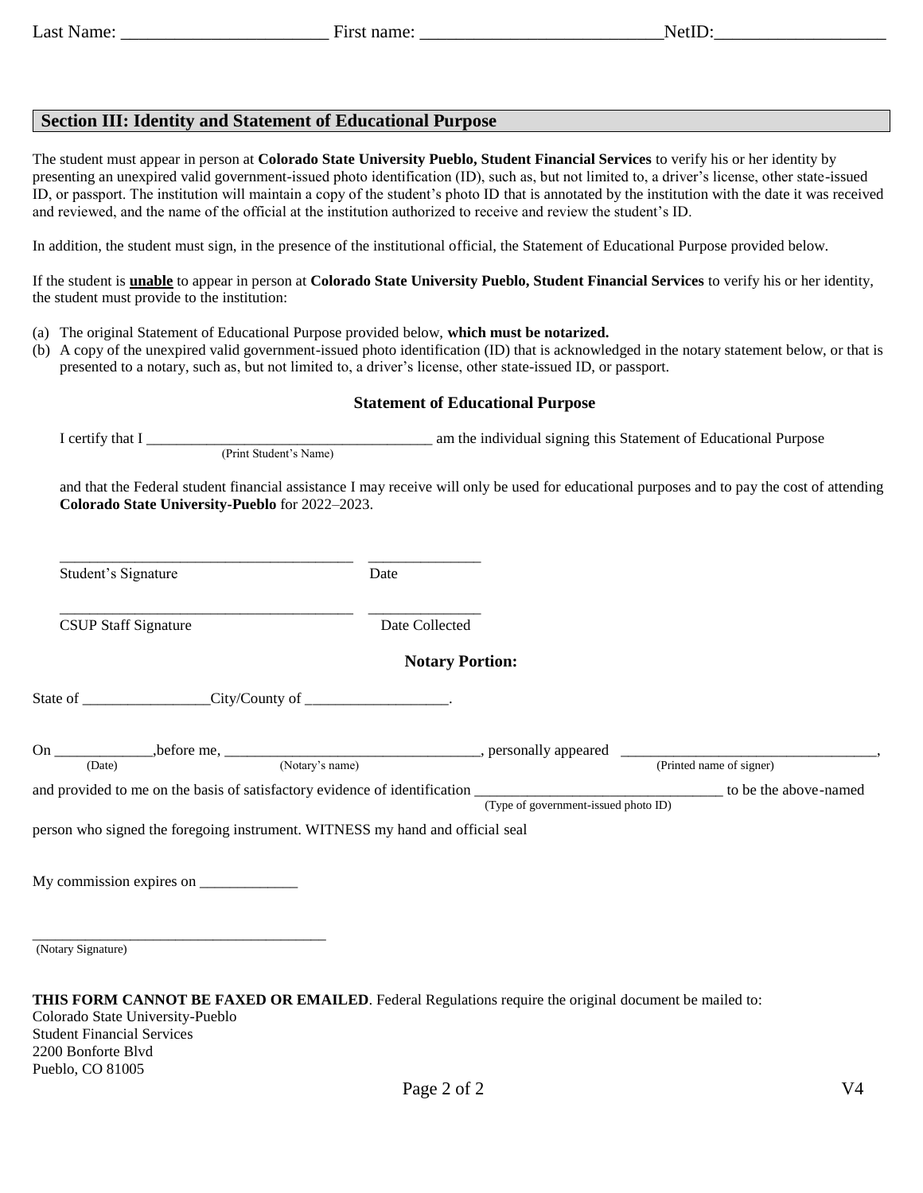Last Name: _______________________ First name: ___________________________NetID:___________________

## Section III: Identity and Statement of Educational Purpose

The student must appear in person at **Colorado State University Pueblo, Student Financial Services** to verify his or her identity by presenting an unexpired valid government-issued photo identification (ID), such as, but not limited to, a driver's license, other state-issued ID, or passport. The institution will maintain a copy of the student's photo ID that is annotated by the institution with the date it was received and reviewed, and the name of the official at the institution authorized to receive and review the student's ID.

In addition, the student must sign, in the presence of the institutional official, the Statement of Educational Purpose provided below.

If the student is **unable** to appear in person at **Colorado State University Pueblo, Student Financial Services** to verify his or her identity, the student must provide to the institution:

(a) The original Statement of Educational Purpose provided below, **which must be notarized.**
(b) A copy of the unexpired valid government-issued photo identification (ID) that is acknowledged in the notary statement below, or that is presented to a notary, such as, but not limited to, a driver's license, other state-issued ID, or passport.

### Statement of Educational Purpose

I certify that I ______________________________________ am the individual signing this Statement of Educational Purpose
(Print Student's Name)

and that the Federal student financial assistance I may receive will only be used for educational purposes and to pay the cost of attending **Colorado State University-Pueblo** for 2022–2023.

______________________________________ _______________
Student's Signature Date

______________________________________ _______________
CSUP Staff Signature Date Collected

### Notary Portion:

State of _________________City/County of ___________________.

On _____________,before me, __________________________________, personally appeared __________________________________,
(Date) (Notary's name) (Printed name of signer)

and provided to me on the basis of satisfactory evidence of identification _________________________________ to be the above-named
(Type of government-issued photo ID)

person who signed the foregoing instrument. WITNESS my hand and official seal

My commission expires on _____________

________________________________________
(Notary Signature)

**THIS FORM CANNOT BE FAXED OR EMAILED**. Federal Regulations require the original document be mailed to:
Colorado State University-Pueblo
Student Financial Services
2200 Bonforte Blvd
Pueblo, CO 81005

V4